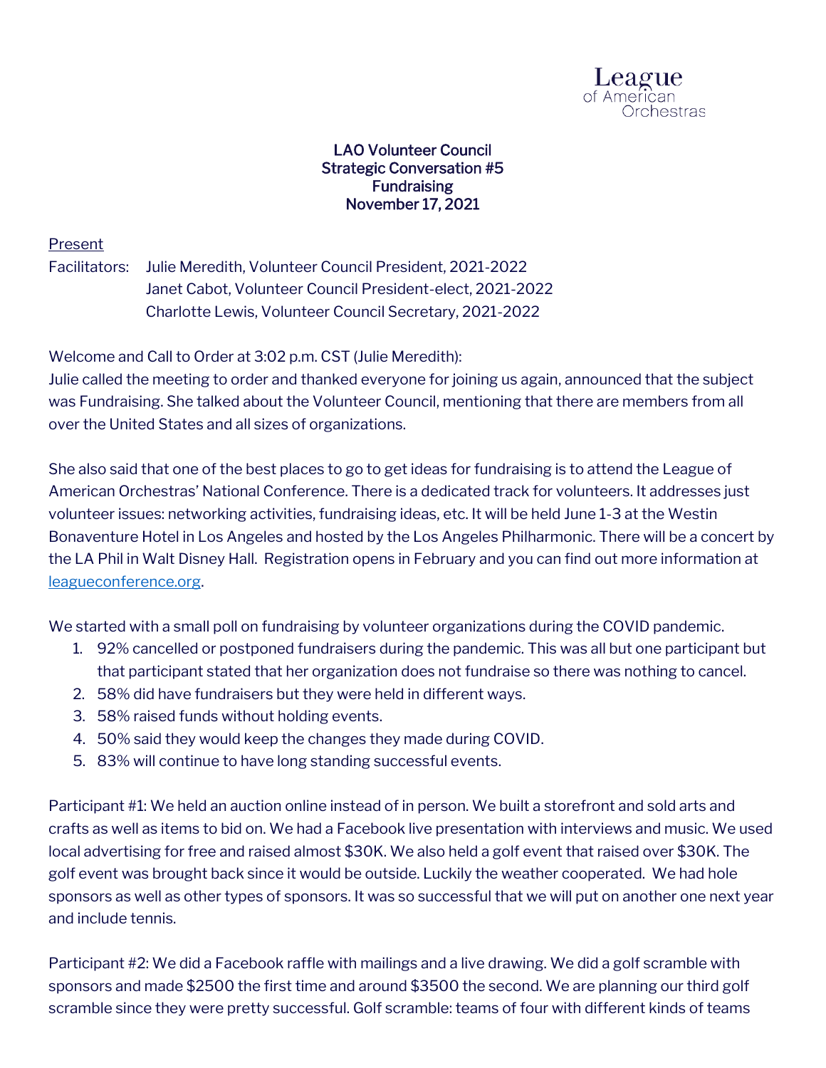League of American Orchestras

**LAO Volunteer Council**
**Strategic Conversation #5**
**Fundraising**
**November 17, 2021**

Present

Facilitators: Julie Meredith, Volunteer Council President, 2021-2022
Janet Cabot, Volunteer Council President-elect, 2021-2022
Charlotte Lewis, Volunteer Council Secretary, 2021-2022

Welcome and Call to Order at 3:02 p.m. CST (Julie Meredith):
Julie called the meeting to order and thanked everyone for joining us again, announced that the subject was Fundraising. She talked about the Volunteer Council, mentioning that there are members from all over the United States and all sizes of organizations.

She also said that one of the best places to go to get ideas for fundraising is to attend the League of American Orchestras' National Conference. There is a dedicated track for volunteers. It addresses just volunteer issues: networking activities, fundraising ideas, etc. It will be held June 1-3 at the Westin Bonaventure Hotel in Los Angeles and hosted by the Los Angeles Philharmonic. There will be a concert by the LA Phil in Walt Disney Hall. Registration opens in February and you can find out more information at leagueconference.org.

We started with a small poll on fundraising by volunteer organizations during the COVID pandemic.

1. 92% cancelled or postponed fundraisers during the pandemic. This was all but one participant but that participant stated that her organization does not fundraise so there was nothing to cancel.
2. 58% did have fundraisers but they were held in different ways.
3. 58% raised funds without holding events.
4. 50% said they would keep the changes they made during COVID.
5. 83% will continue to have long standing successful events.

Participant #1: We held an auction online instead of in person. We built a storefront and sold arts and crafts as well as items to bid on. We had a Facebook live presentation with interviews and music. We used local advertising for free and raised almost $30K. We also held a golf event that raised over $30K. The golf event was brought back since it would be outside. Luckily the weather cooperated. We had hole sponsors as well as other types of sponsors. It was so successful that we will put on another one next year and include tennis.

Participant #2: We did a Facebook raffle with mailings and a live drawing. We did a golf scramble with sponsors and made $2500 the first time and around $3500 the second. We are planning our third golf scramble since they were pretty successful. Golf scramble: teams of four with different kinds of teams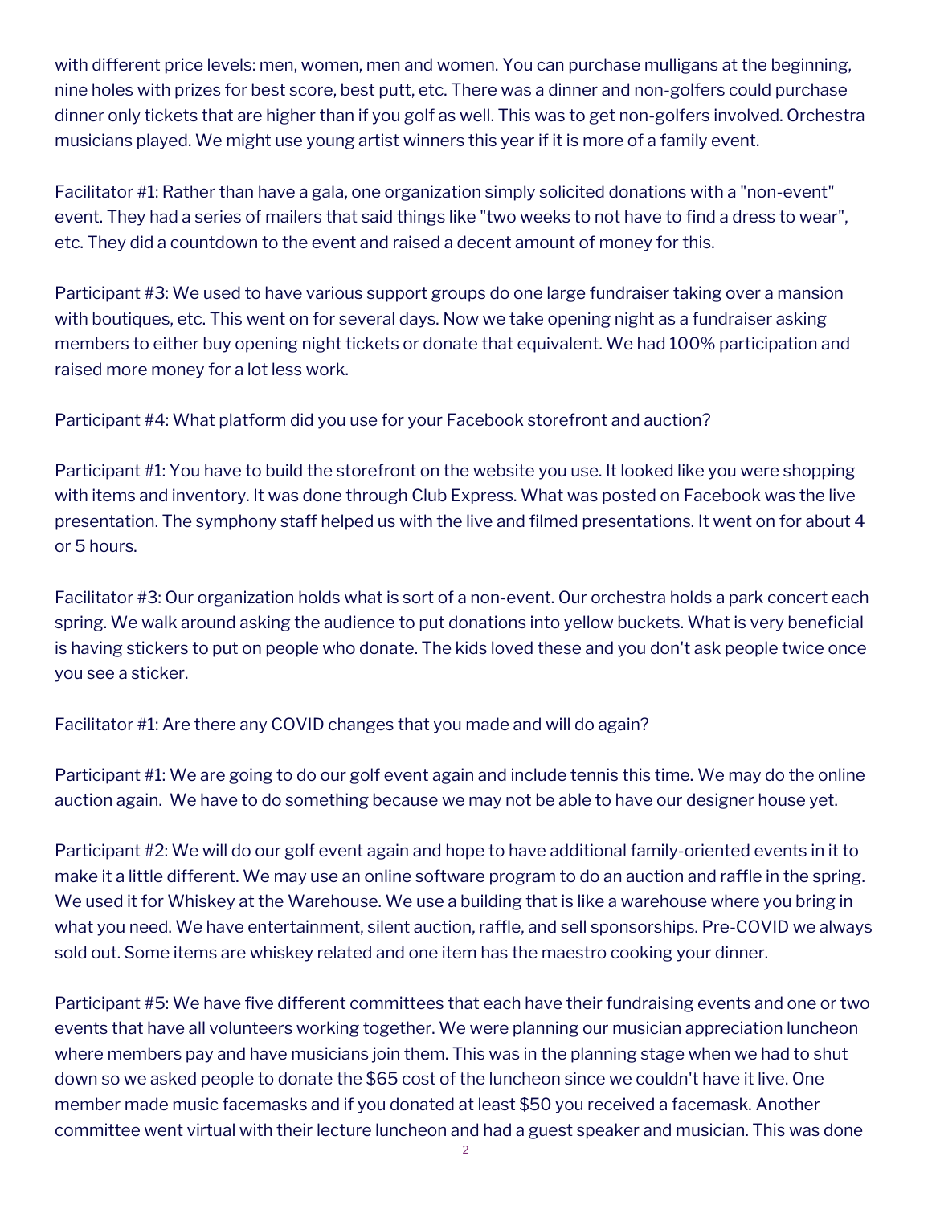with different price levels: men, women, men and women. You can purchase mulligans at the beginning, nine holes with prizes for best score, best putt, etc. There was a dinner and non-golfers could purchase dinner only tickets that are higher than if you golf as well. This was to get non-golfers involved. Orchestra musicians played. We might use young artist winners this year if it is more of a family event.

Facilitator #1: Rather than have a gala, one organization simply solicited donations with a "non-event" event. They had a series of mailers that said things like "two weeks to not have to find a dress to wear", etc. They did a countdown to the event and raised a decent amount of money for this.

Participant #3: We used to have various support groups do one large fundraiser taking over a mansion with boutiques, etc. This went on for several days. Now we take opening night as a fundraiser asking members to either buy opening night tickets or donate that equivalent. We had 100% participation and raised more money for a lot less work.

Participant #4: What platform did you use for your Facebook storefront and auction?

Participant #1: You have to build the storefront on the website you use. It looked like you were shopping with items and inventory. It was done through Club Express. What was posted on Facebook was the live presentation. The symphony staff helped us with the live and filmed presentations. It went on for about 4 or 5 hours.

Facilitator #3: Our organization holds what is sort of a non-event. Our orchestra holds a park concert each spring. We walk around asking the audience to put donations into yellow buckets. What is very beneficial is having stickers to put on people who donate. The kids loved these and you don't ask people twice once you see a sticker.

Facilitator #1: Are there any COVID changes that you made and will do again?

Participant #1: We are going to do our golf event again and include tennis this time. We may do the online auction again. We have to do something because we may not be able to have our designer house yet.

Participant #2: We will do our golf event again and hope to have additional family-oriented events in it to make it a little different. We may use an online software program to do an auction and raffle in the spring. We used it for Whiskey at the Warehouse. We use a building that is like a warehouse where you bring in what you need. We have entertainment, silent auction, raffle, and sell sponsorships. Pre-COVID we always sold out. Some items are whiskey related and one item has the maestro cooking your dinner.

Participant #5: We have five different committees that each have their fundraising events and one or two events that have all volunteers working together. We were planning our musician appreciation luncheon where members pay and have musicians join them. This was in the planning stage when we had to shut down so we asked people to donate the $65 cost of the luncheon since we couldn't have it live. One member made music facemasks and if you donated at least $50 you received a facemask. Another committee went virtual with their lecture luncheon and had a guest speaker and musician. This was done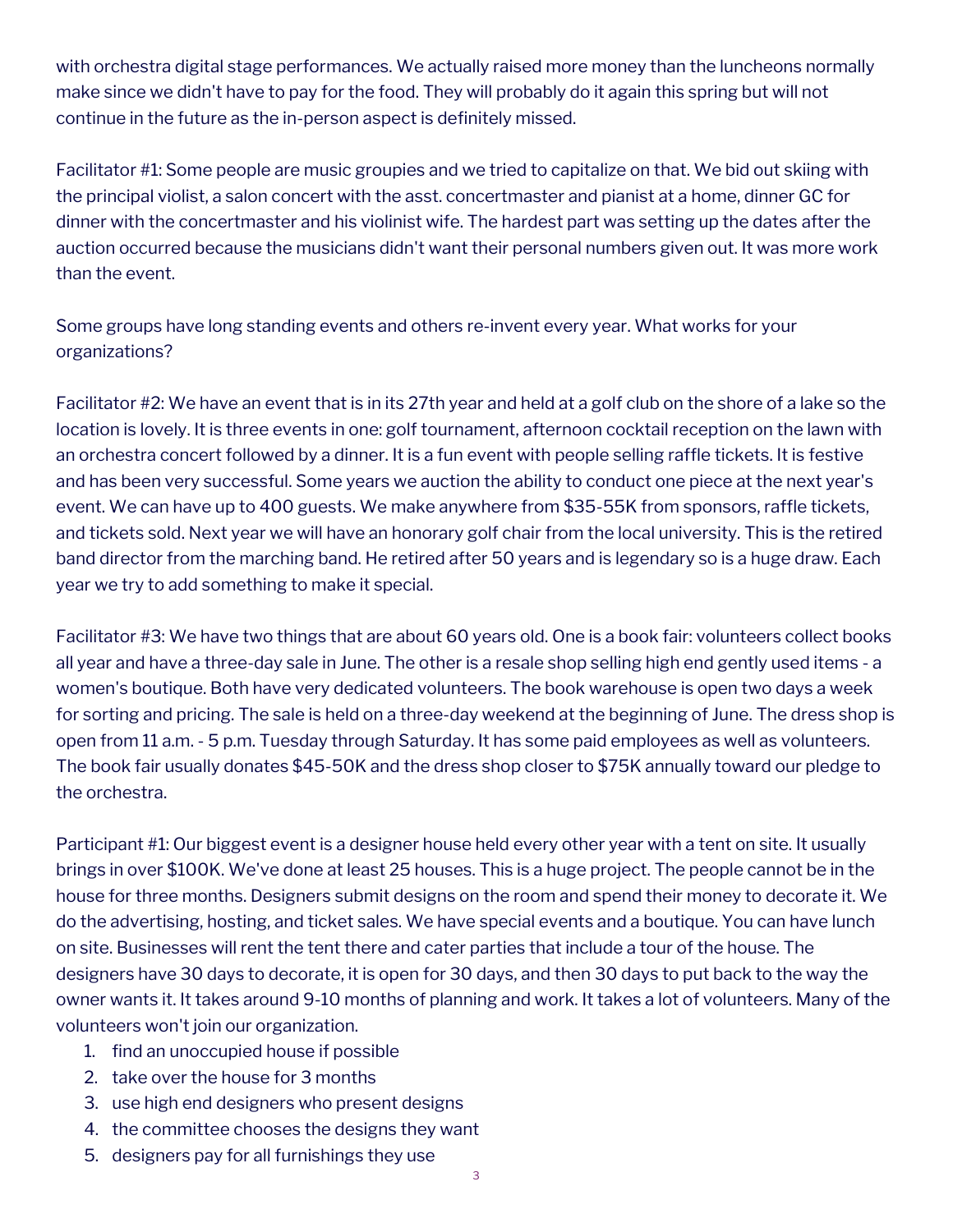with orchestra digital stage performances. We actually raised more money than the luncheons normally make since we didn't have to pay for the food. They will probably do it again this spring but will not continue in the future as the in-person aspect is definitely missed.

Facilitator #1: Some people are music groupies and we tried to capitalize on that. We bid out skiing with the principal violist, a salon concert with the asst. concertmaster and pianist at a home, dinner GC for dinner with the concertmaster and his violinist wife. The hardest part was setting up the dates after the auction occurred because the musicians didn't want their personal numbers given out. It was more work than the event.

Some groups have long standing events and others re-invent every year. What works for your organizations?

Facilitator #2: We have an event that is in its 27th year and held at a golf club on the shore of a lake so the location is lovely. It is three events in one: golf tournament, afternoon cocktail reception on the lawn with an orchestra concert followed by a dinner. It is a fun event with people selling raffle tickets. It is festive and has been very successful. Some years we auction the ability to conduct one piece at the next year's event. We can have up to 400 guests. We make anywhere from $35-55K from sponsors, raffle tickets, and tickets sold. Next year we will have an honorary golf chair from the local university. This is the retired band director from the marching band. He retired after 50 years and is legendary so is a huge draw. Each year we try to add something to make it special.

Facilitator #3: We have two things that are about 60 years old. One is a book fair: volunteers collect books all year and have a three-day sale in June. The other is a resale shop selling high end gently used items - a women's boutique. Both have very dedicated volunteers. The book warehouse is open two days a week for sorting and pricing. The sale is held on a three-day weekend at the beginning of June. The dress shop is open from 11 a.m. - 5 p.m. Tuesday through Saturday. It has some paid employees as well as volunteers. The book fair usually donates $45-50K and the dress shop closer to $75K annually toward our pledge to the orchestra.

Participant #1: Our biggest event is a designer house held every other year with a tent on site. It usually brings in over $100K. We've done at least 25 houses. This is a huge project. The people cannot be in the house for three months. Designers submit designs on the room and spend their money to decorate it. We do the advertising, hosting, and ticket sales. We have special events and a boutique. You can have lunch on site. Businesses will rent the tent there and cater parties that include a tour of the house. The designers have 30 days to decorate, it is open for 30 days, and then 30 days to put back to the way the owner wants it. It takes around 9-10 months of planning and work. It takes a lot of volunteers. Many of the volunteers won't join our organization.

1. find an unoccupied house if possible
2. take over the house for 3 months
3. use high end designers who present designs
4. the committee chooses the designs they want
5. designers pay for all furnishings they use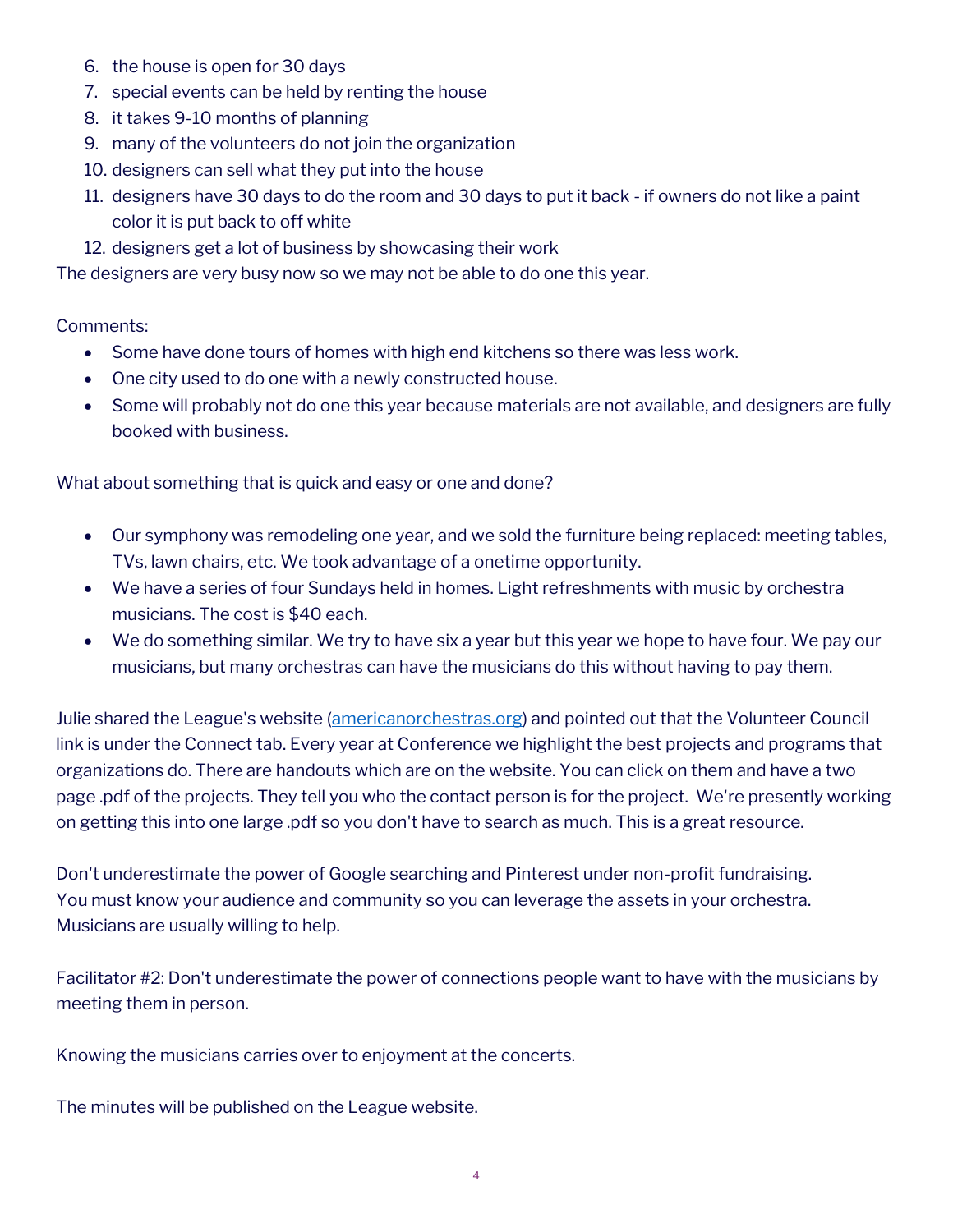6. the house is open for 30 days
7. special events can be held by renting the house
8. it takes 9-10 months of planning
9. many of the volunteers do not join the organization
10. designers can sell what they put into the house
11. designers have 30 days to do the room and 30 days to put it back - if owners do not like a paint color it is put back to off white
12. designers get a lot of business by showcasing their work

The designers are very busy now so we may not be able to do one this year.

Comments:

- Some have done tours of homes with high end kitchens so there was less work.
- One city used to do one with a newly constructed house.
- Some will probably not do one this year because materials are not available, and designers are fully booked with business.

What about something that is quick and easy or one and done?

- Our symphony was remodeling one year, and we sold the furniture being replaced: meeting tables, TVs, lawn chairs, etc. We took advantage of a onetime opportunity.
- We have a series of four Sundays held in homes. Light refreshments with music by orchestra musicians. The cost is $40 each.
- We do something similar. We try to have six a year but this year we hope to have four. We pay our musicians, but many orchestras can have the musicians do this without having to pay them.

Julie shared the League's website ([americanorchestras.org](americanorchestras.org)) and pointed out that the Volunteer Council link is under the Connect tab. Every year at Conference we highlight the best projects and programs that organizations do. There are handouts which are on the website. You can click on them and have a two page .pdf of the projects. They tell you who the contact person is for the project. We're presently working on getting this into one large .pdf so you don't have to search as much. This is a great resource.

Don't underestimate the power of Google searching and Pinterest under non-profit fundraising.
You must know your audience and community so you can leverage the assets in your orchestra.
Musicians are usually willing to help.

Facilitator #2: Don't underestimate the power of connections people want to have with the musicians by meeting them in person.

Knowing the musicians carries over to enjoyment at the concerts.

The minutes will be published on the League website.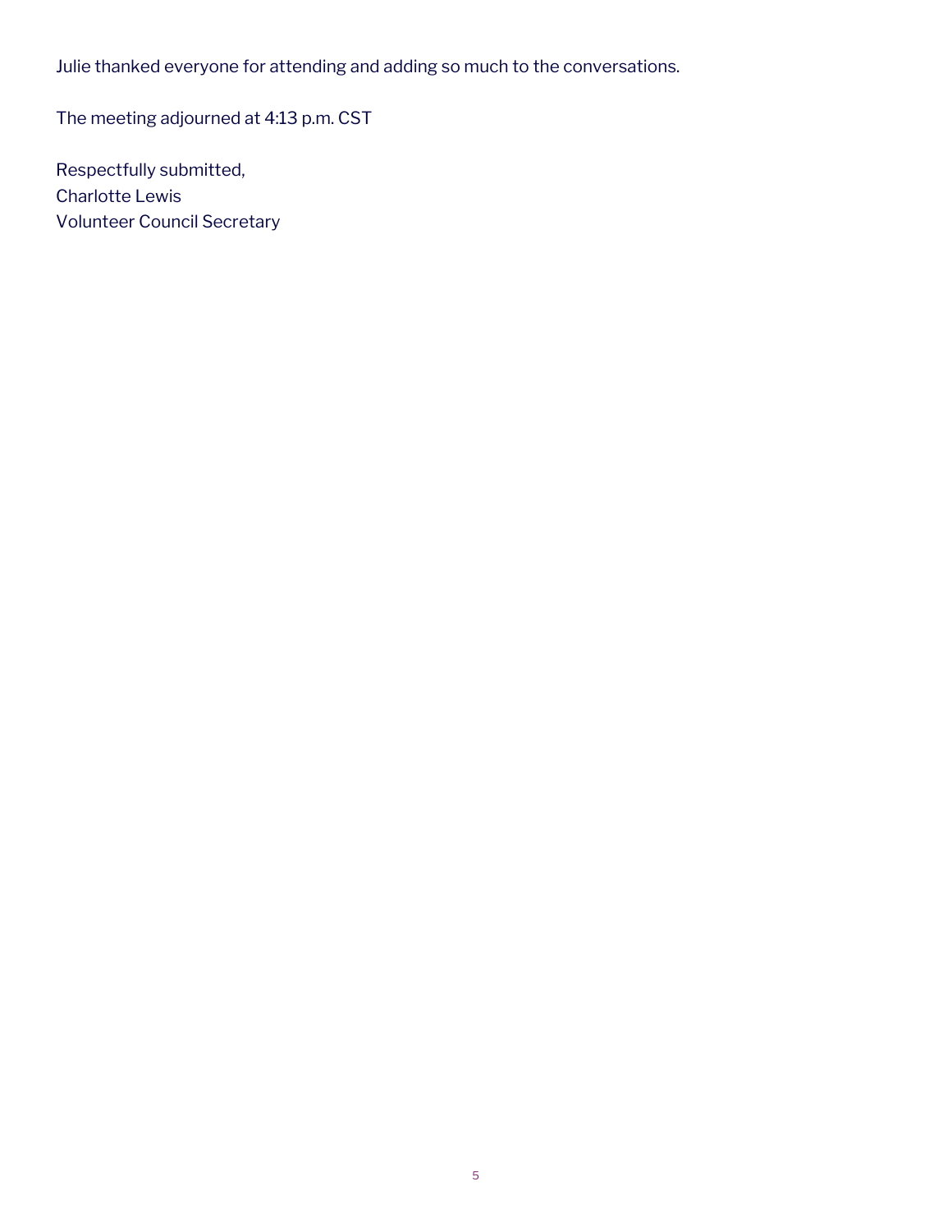Julie thanked everyone for attending and adding so much to the conversations.

The meeting adjourned at 4:13 p.m. CST

Respectfully submitted,
Charlotte Lewis
Volunteer Council Secretary